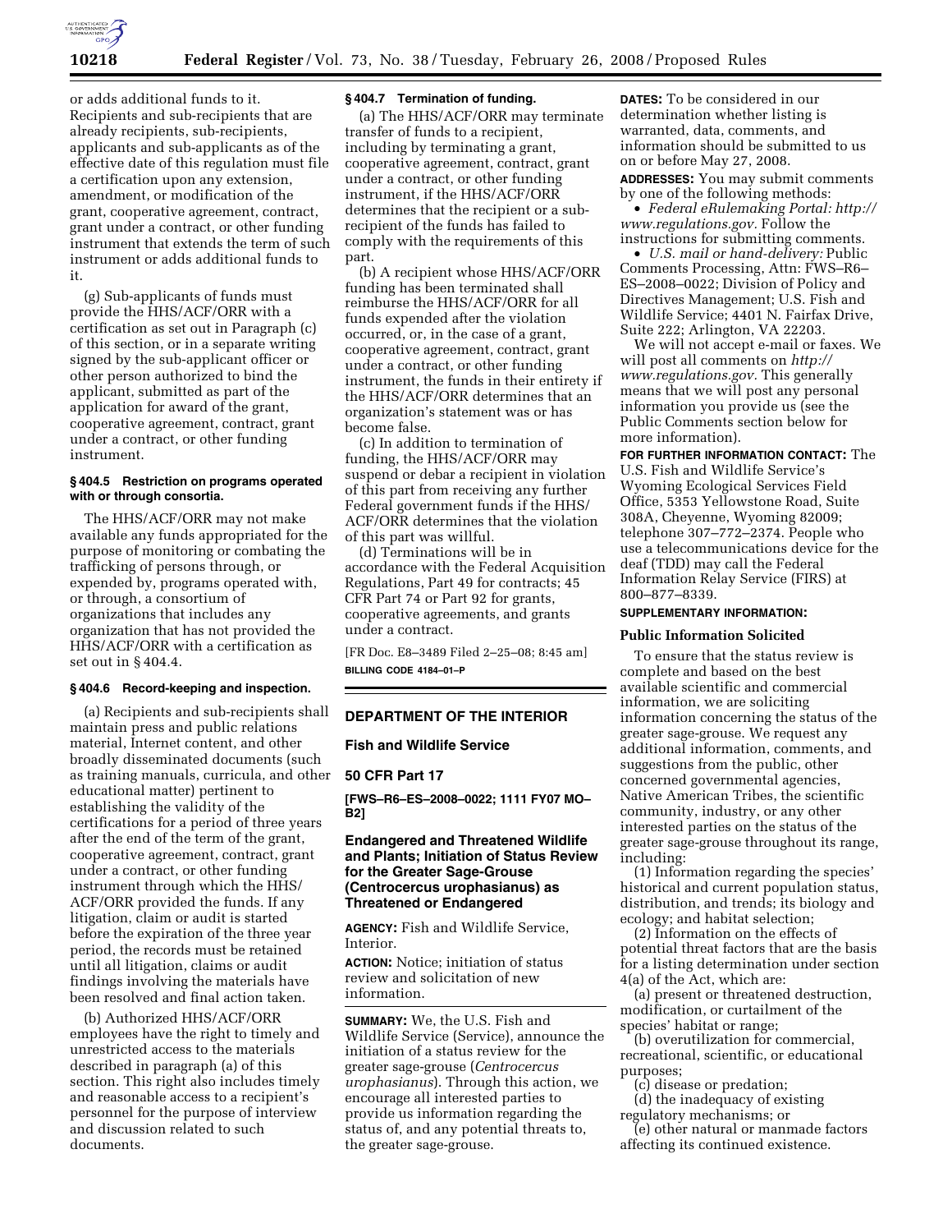or adds additional funds to it. Recipients and sub-recipients that are already recipients, sub-recipients, applicants and sub-applicants as of the effective date of this regulation must file a certification upon any extension, amendment, or modification of the grant, cooperative agreement, contract, grant under a contract, or other funding instrument that extends the term of such instrument or adds additional funds to it.

(g) Sub-applicants of funds must provide the HHS/ACF/ORR with a certification as set out in Paragraph (c) of this section, or in a separate writing signed by the sub-applicant officer or other person authorized to bind the applicant, submitted as part of the application for award of the grant, cooperative agreement, contract, grant under a contract, or other funding instrument.

#### § 404.5 Restriction on programs operated with or through consortia.

The HHS/ACF/ORR may not make available any funds appropriated for the purpose of monitoring or combating the trafficking of persons through, or expended by, programs operated with, or through, a consortium of organizations that includes any organization that has not provided the HHS/ACF/ORR with a certification as set out in § 404.4.

#### § 404.6 Record-keeping and inspection.

(a) Recipients and sub-recipients shall maintain press and public relations material, Internet content, and other broadly disseminated documents (such as training manuals, curricula, and other educational matter) pertinent to establishing the validity of the certifications for a period of three years after the end of the term of the grant, cooperative agreement, contract, grant under a contract, or other funding instrument through which the HHS/ACF/ORR provided the funds. If any litigation, claim or audit is started before the expiration of the three year period, the records must be retained until all litigation, claims or audit findings involving the materials have been resolved and final action taken.

(b) Authorized HHS/ACF/ORR employees have the right to timely and unrestricted access to the materials described in paragraph (a) of this section. This right also includes timely and reasonable access to a recipient's personnel for the purpose of interview and discussion related to such documents.

#### § 404.7 Termination of funding.

(a) The HHS/ACF/ORR may terminate transfer of funds to a recipient, including by terminating a grant, cooperative agreement, contract, grant under a contract, or other funding instrument, if the HHS/ACF/ORR determines that the recipient or a sub-recipient of the funds has failed to comply with the requirements of this part.

(b) A recipient whose HHS/ACF/ORR funding has been terminated shall reimburse the HHS/ACF/ORR for all funds expended after the violation occurred, or, in the case of a grant, cooperative agreement, contract, grant under a contract, or other funding instrument, the funds in their entirety if the HHS/ACF/ORR determines that an organization's statement was or has become false.

(c) In addition to termination of funding, the HHS/ACF/ORR may suspend or debar a recipient in violation of this part from receiving any further Federal government funds if the HHS/ACF/ORR determines that the violation of this part was willful.

(d) Terminations will be in accordance with the Federal Acquisition Regulations, Part 49 for contracts; 45 CFR Part 74 or Part 92 for grants, cooperative agreements, and grants under a contract.

[FR Doc. E8–3489 Filed 2–25–08; 8:45 am]

**BILLING CODE 4184–01–P**

---

## DEPARTMENT OF THE INTERIOR

### Fish and Wildlife Service

### 50 CFR Part 17

**[FWS–R6–ES–2008–0022; 1111 FY07 MO–B2]**

### Endangered and Threatened Wildlife and Plants; Initiation of Status Review for the Greater Sage-Grouse (*Centrocercus urophasianus*) as Threatened or Endangered

**AGENCY:** Fish and Wildlife Service, Interior.

**ACTION:** Notice; initiation of status review and solicitation of new information.

**SUMMARY:** We, the U.S. Fish and Wildlife Service (Service), announce the initiation of a status review for the greater sage-grouse (*Centrocercus urophasianus*). Through this action, we encourage all interested parties to provide us information regarding the status of, and any potential threats to, the greater sage-grouse.

**DATES:** To be considered in our determination whether listing is warranted, data, comments, and information should be submitted to us on or before May 27, 2008.

**ADDRESSES:** You may submit comments by one of the following methods:

- *Federal eRulemaking Portal: http://www.regulations.gov.* Follow the instructions for submitting comments.
- *U.S. mail or hand-delivery:* Public Comments Processing, Attn: FWS–R6–ES–2008–0022; Division of Policy and Directives Management; U.S. Fish and Wildlife Service; 4401 N. Fairfax Drive, Suite 222; Arlington, VA 22203.

We will not accept e-mail or faxes. We will post all comments on *http://www.regulations.gov.* This generally means that we will post any personal information you provide us (see the Public Comments section below for more information).

**FOR FURTHER INFORMATION CONTACT:** The U.S. Fish and Wildlife Service's Wyoming Ecological Services Field Office, 5353 Yellowstone Road, Suite 308A, Cheyenne, Wyoming 82009; telephone 307–772–2374. People who use a telecommunications device for the deaf (TDD) may call the Federal Information Relay Service (FIRS) at 800–877–8339.

**SUPPLEMENTARY INFORMATION:**

#### Public Information Solicited

To ensure that the status review is complete and based on the best available scientific and commercial information, we are soliciting information concerning the status of the greater sage-grouse. We request any additional information, comments, and suggestions from the public, other concerned governmental agencies, Native American Tribes, the scientific community, industry, or any other interested parties on the status of the greater sage-grouse throughout its range, including:

(1) Information regarding the species' historical and current population status, distribution, and trends; its biology and ecology; and habitat selection;

(2) Information on the effects of potential threat factors that are the basis for a listing determination under section 4(a) of the Act, which are:

(a) present or threatened destruction, modification, or curtailment of the species' habitat or range;

(b) overutilization for commercial, recreational, scientific, or educational purposes;

(c) disease or predation;

(d) the inadequacy of existing regulatory mechanisms; or

(e) other natural or manmade factors affecting its continued existence.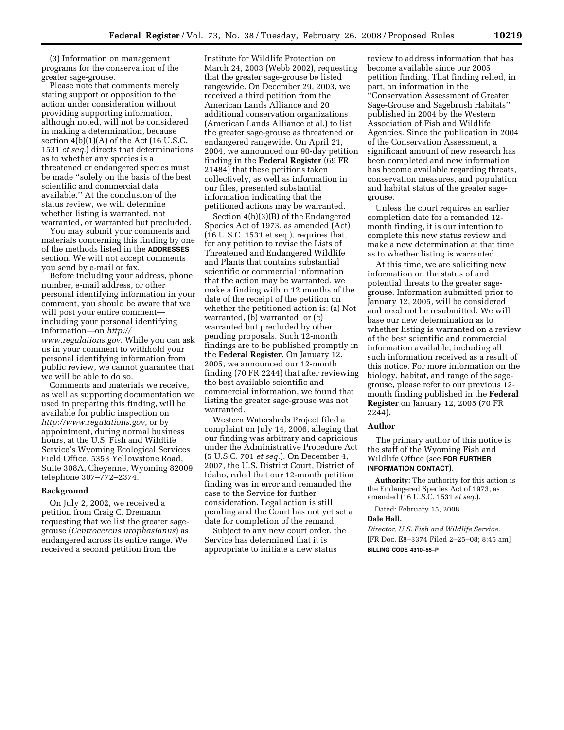(3) Information on management programs for the conservation of the greater sage-grouse.

Please note that comments merely stating support or opposition to the action under consideration without providing supporting information, although noted, will not be considered in making a determination, because section 4(b)(1)(A) of the Act (16 U.S.C. 1531 *et seq.*) directs that determinations as to whether any species is a threatened or endangered species must be made "solely on the basis of the best scientific and commercial data available." At the conclusion of the status review, we will determine whether listing is warranted, not warranted, or warranted but precluded.

You may submit your comments and materials concerning this finding by one of the methods listed in the **ADDRESSES** section. We will not accept comments you send by e-mail or fax.

Before including your address, phone number, e-mail address, or other personal identifying information in your comment, you should be aware that we will post your entire comment—including your personal identifying information—on *http://www.regulations.gov*. While you can ask us in your comment to withhold your personal identifying information from public review, we cannot guarantee that we will be able to do so.

Comments and materials we receive, as well as supporting documentation we used in preparing this finding, will be available for public inspection on *http://www.regulations.gov*, or by appointment, during normal business hours, at the U.S. Fish and Wildlife Service's Wyoming Ecological Services Field Office, 5353 Yellowstone Road, Suite 308A, Cheyenne, Wyoming 82009; telephone 307–772–2374.

## Background

On July 2, 2002, we received a petition from Craig C. Dremann requesting that we list the greater sage-grouse (*Centrocercus urophasianus*) as endangered across its entire range. We received a second petition from the Institute for Wildlife Protection on March 24, 2003 (Webb 2002), requesting that the greater sage-grouse be listed rangewide. On December 29, 2003, we received a third petition from the American Lands Alliance and 20 additional conservation organizations (American Lands Alliance et al.) to list the greater sage-grouse as threatened or endangered rangewide. On April 21, 2004, we announced our 90-day petition finding in the **Federal Register** (69 FR 21484) that these petitions taken collectively, as well as information in our files, presented substantial information indicating that the petitioned actions may be warranted.

Section 4(b)(3)(B) of the Endangered Species Act of 1973, as amended (Act) (16 U.S.C. 1531 et seq.), requires that, for any petition to revise the Lists of Threatened and Endangered Wildlife and Plants that contains substantial scientific or commercial information that the action may be warranted, we make a finding within 12 months of the date of the receipt of the petition on whether the petitioned action is: (a) Not warranted, (b) warranted, or (c) warranted but precluded by other pending proposals. Such 12-month findings are to be published promptly in the **Federal Register**. On January 12, 2005, we announced our 12-month finding (70 FR 2244) that after reviewing the best available scientific and commercial information, we found that listing the greater sage-grouse was not warranted.

Western Watersheds Project filed a complaint on July 14, 2006, alleging that our finding was arbitrary and capricious under the Administrative Procedure Act (5 U.S.C. 701 *et seq.*). On December 4, 2007, the U.S. District Court, District of Idaho, ruled that our 12-month petition finding was in error and remanded the case to the Service for further consideration. Legal action is still pending and the Court has not yet set a date for completion of the remand.

Subject to any new court order, the Service has determined that it is appropriate to initiate a new status review to address information that has become available since our 2005 petition finding. That finding relied, in part, on information in the "Conservation Assessment of Greater Sage-Grouse and Sagebrush Habitats" published in 2004 by the Western Association of Fish and Wildlife Agencies. Since the publication in 2004 of the Conservation Assessment, a significant amount of new research has been completed and new information has become available regarding threats, conservation measures, and population and habitat status of the greater sage-grouse.

Unless the court requires an earlier completion date for a remanded 12-month finding, it is our intention to complete this new status review and make a new determination at that time as to whether listing is warranted.

At this time, we are soliciting new information on the status of and potential threats to the greater sage-grouse. Information submitted prior to January 12, 2005, will be considered and need not be resubmitted. We will base our new determination as to whether listing is warranted on a review of the best scientific and commercial information available, including all such information received as a result of this notice. For more information on the biology, habitat, and range of the sage-grouse, please refer to our previous 12-month finding published in the **Federal Register** on January 12, 2005 (70 FR 2244).

## Author

The primary author of this notice is the staff of the Wyoming Fish and Wildlife Office (see **FOR FURTHER INFORMATION CONTACT**).

**Authority:** The authority for this action is the Endangered Species Act of 1973, as amended (16 U.S.C. 1531 *et seq.*).

Dated: February 15, 2008.

**Dale Hall,**

*Director, U.S. Fish and Wildlife Service.*

[FR Doc. E8–3374 Filed 2–25–08; 8:45 am]

**BILLING CODE 4310–55–P**